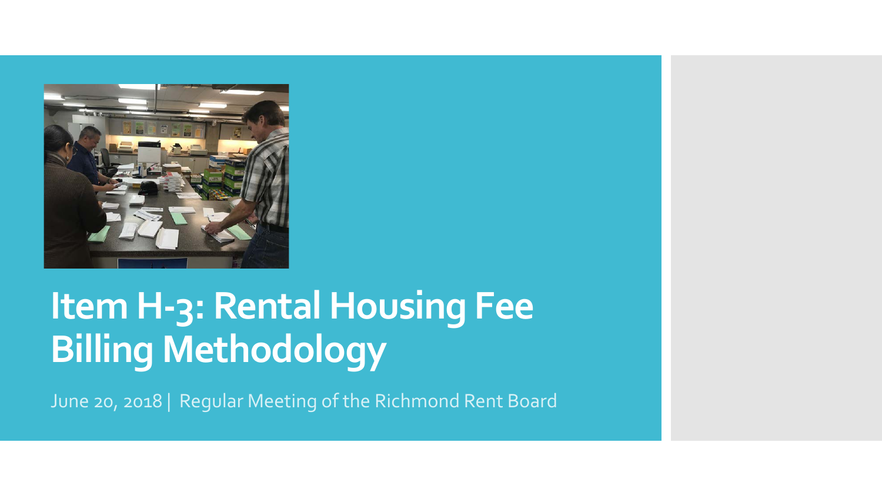# Item H-3: Rental Housing Fee Billing Methodology

June 20, 2018 | Regular Meeting of the Richmond Rent Board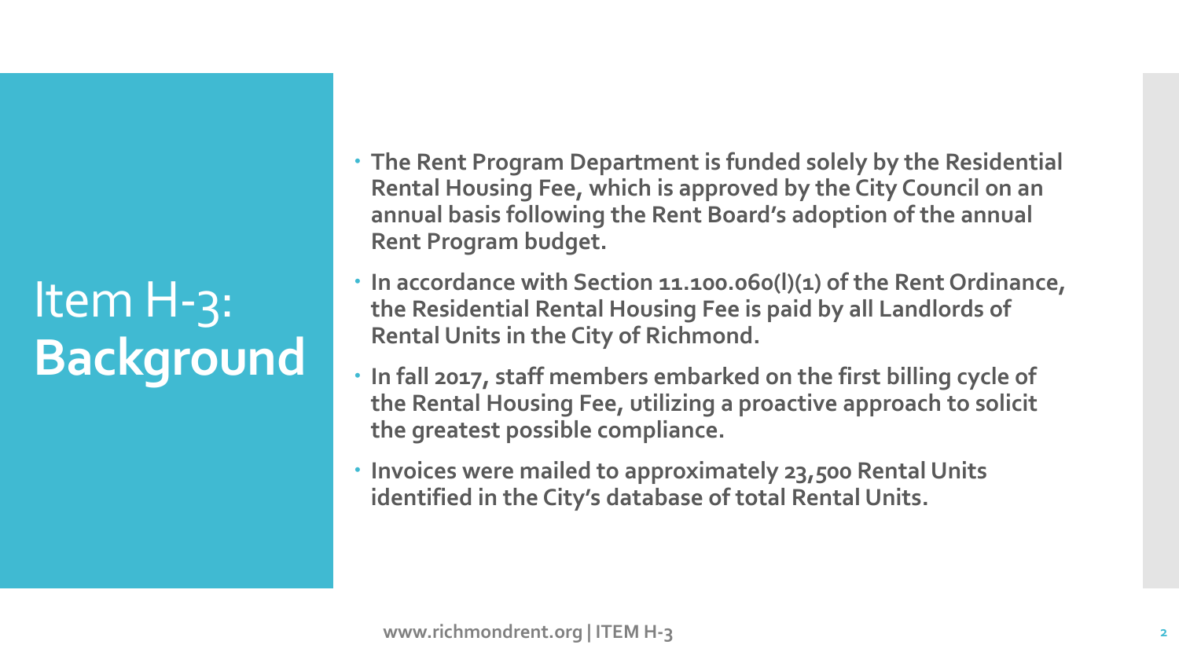# Item H-3: **Background**

- **The Rent Program Department is funded solely by the Residential Rental Housing Fee, which is approved by the City Council on an annual basis following the Rent Board's adoption of the annual Rent Program budget.**
- **In accordance with Section 11.100.060(l)(1) of the Rent Ordinance, the Residential Rental Housing Fee is paid by all Landlords of Rental Units in the City of Richmond.**
- **In fall 2017, staff members embarked on the first billing cycle of the Rental Housing Fee, utilizing a proactive approach to solicit the greatest possible compliance.**
- **Invoices were mailed to approximately 23,500 Rental Units identified in the City's database of total Rental Units.**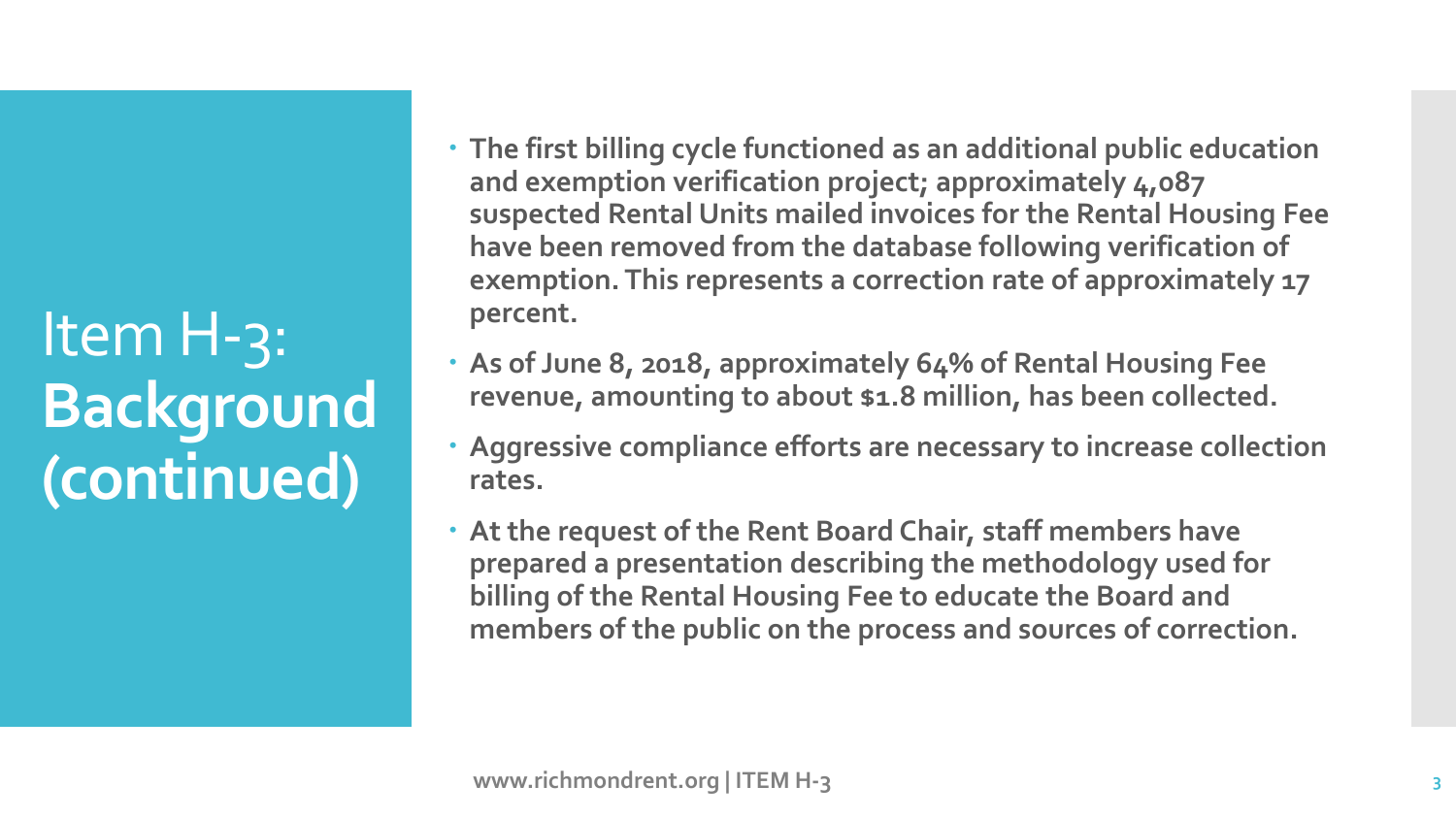# Item H-3: Background (continued)

- **The first billing cycle functioned as an additional public education and exemption verification project; approximately 4,087 suspected Rental Units mailed invoices for the Rental Housing Fee have been removed from the database following verification of exemption. This represents a correction rate of approximately 17 percent.**
- **As of June 8, 2018, approximately 64% of Rental Housing Fee revenue, amounting to about $1.8 million, has been collected.**
- **Aggressive compliance efforts are necessary to increase collection rates.**
- **At the request of the Rent Board Chair, staff members have prepared a presentation describing the methodology used for billing of the Rental Housing Fee to educate the Board and members of the public on the process and sources of correction.**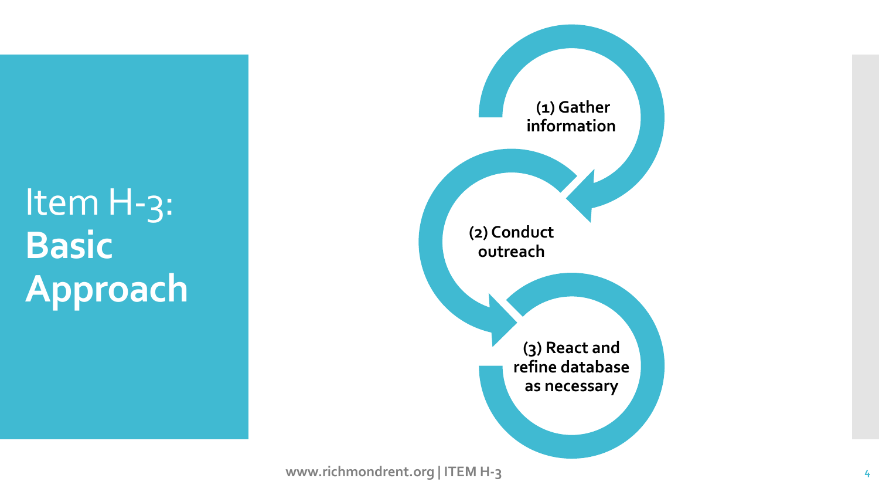# Item H-3: **Basic Approach**

(1) Gather information

(2) Conduct outreach

(3) React and refine database as necessary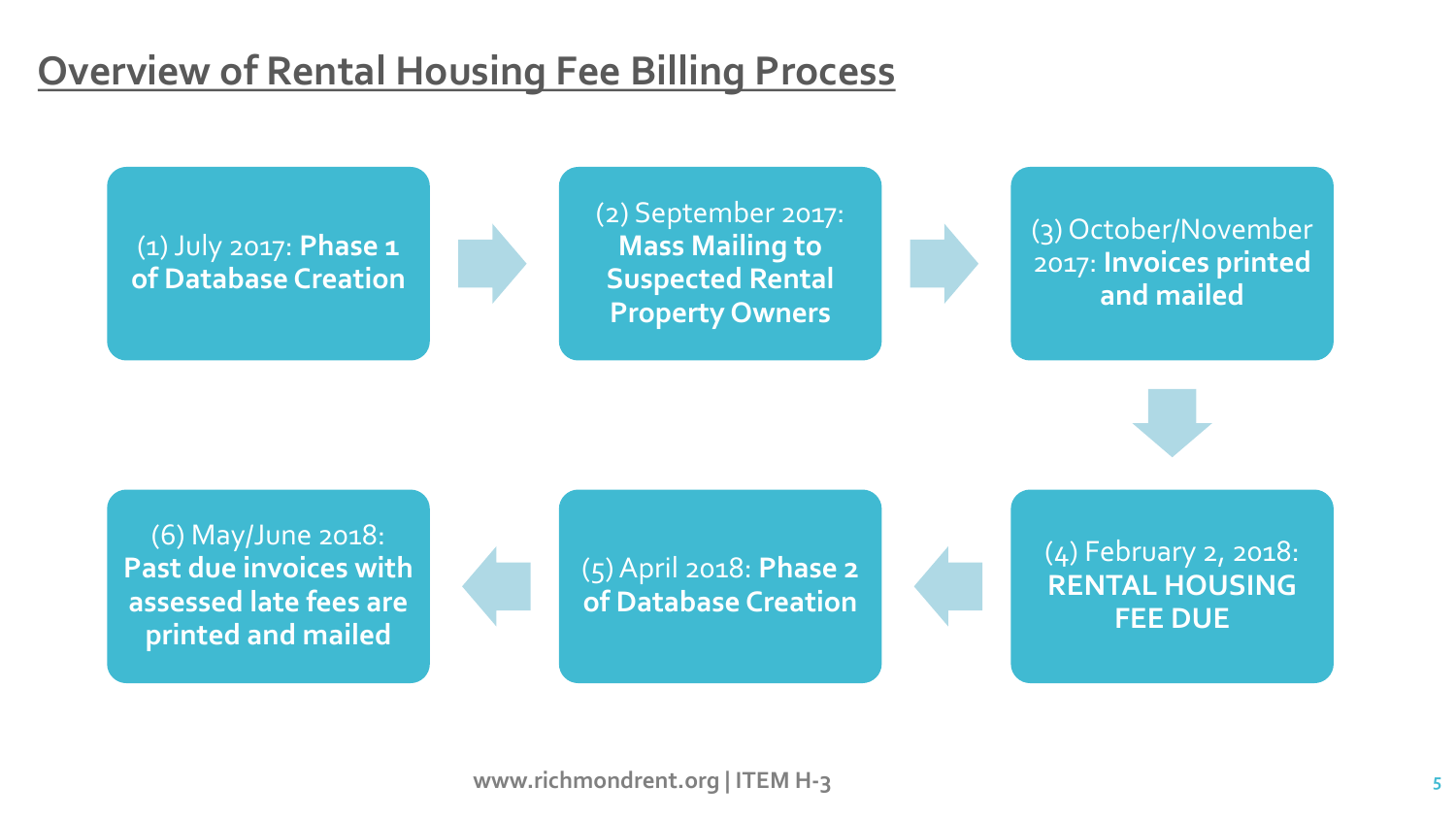## Overview of Rental Housing Fee Billing Process

1. (1) July 2017: **Phase 1 of Database Creation**
2. (2) September 2017: **Mass Mailing to Suspected Rental Property Owners**
3. (3) October/November 2017: **Invoices printed and mailed**
4. (4) February 2, 2018: **RENTAL HOUSING FEE DUE**
5. (5) April 2018: **Phase 2 of Database Creation**
6. (6) May/June 2018: **Past due invoices with assessed late fees are printed and mailed**

www.richmondrent.org | ITEM H-3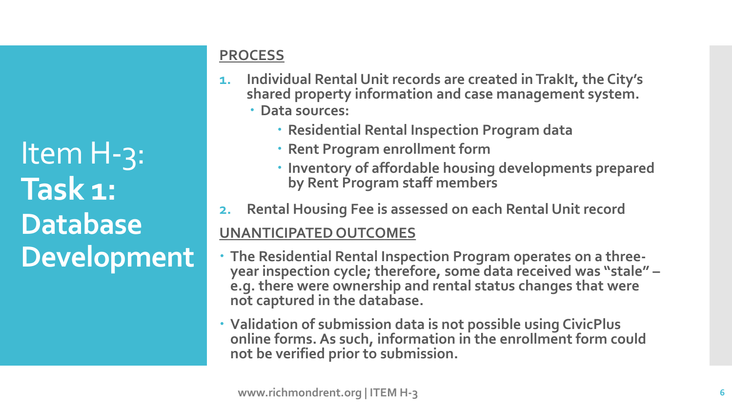# Item H-3: **Task 1: Database Development**

**PROCESS**

1. **Individual Rental Unit records are created in TrakIt, the City's shared property information and case management system.**
   - **Data sources:**
     - **Residential Rental Inspection Program data**
     - **Rent Program enrollment form**
     - **Inventory of affordable housing developments prepared by Rent Program staff members**
2. **Rental Housing Fee is assessed on each Rental Unit record**

**UNANTICIPATED OUTCOMES**

- **The Residential Rental Inspection Program operates on a three-year inspection cycle; therefore, some data received was "stale" – e.g. there were ownership and rental status changes that were not captured in the database.**
- **Validation of submission data is not possible using CivicPlus online forms. As such, information in the enrollment form could not be verified prior to submission.**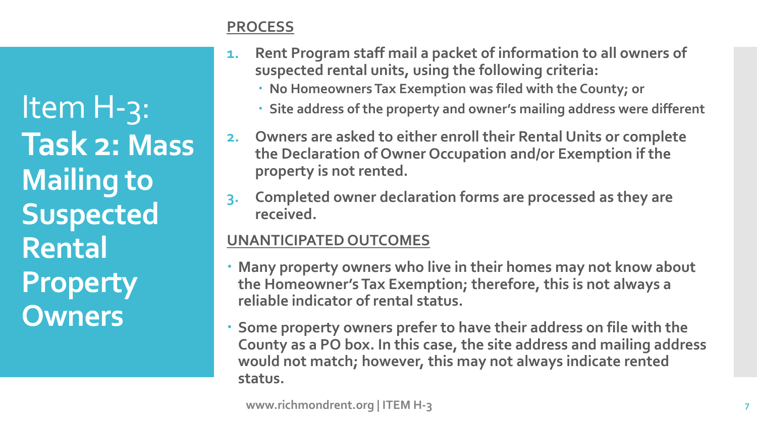# Item H-3: **Task 2: Mass Mailing to Suspected Rental Property Owners**

## PROCESS

1. **Rent Program staff mail a packet of information to all owners of suspected rental units, using the following criteria:**
   - **No Homeowners Tax Exemption was filed with the County; or**
   - **Site address of the property and owner's mailing address were different**
2. **Owners are asked to either enroll their Rental Units or complete the Declaration of Owner Occupation and/or Exemption if the property is not rented.**
3. **Completed owner declaration forms are processed as they are received.**

## UNANTICIPATED OUTCOMES

- **Many property owners who live in their homes may not know about the Homeowner's Tax Exemption; therefore, this is not always a reliable indicator of rental status.**
- **Some property owners prefer to have their address on file with the County as a PO box. In this case, the site address and mailing address would not match; however, this may not always indicate rented status.**

www.richmondrent.org | ITEM H-3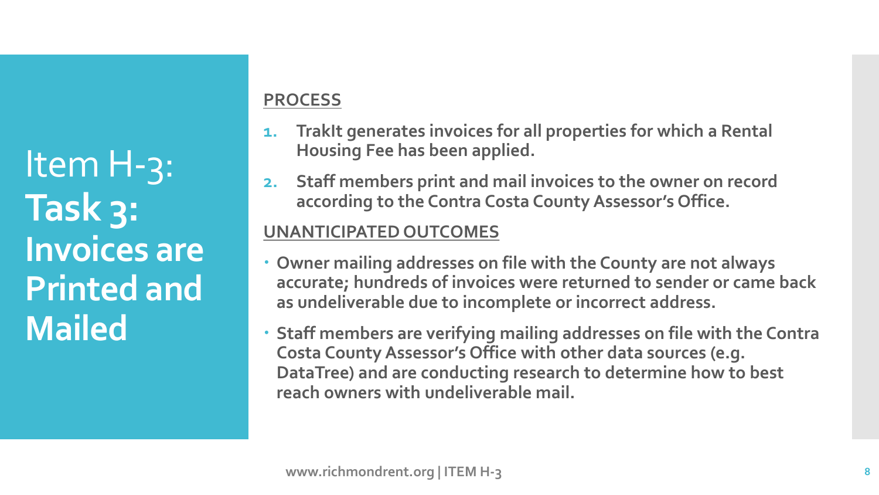# Item H-3: **Task 3: Invoices are Printed and Mailed**

## PROCESS

1. **TrakIt generates invoices for all properties for which a Rental Housing Fee has been applied.**
2. **Staff members print and mail invoices to the owner on record according to the Contra Costa County Assessor's Office.**

## UNANTICIPATED OUTCOMES

- **Owner mailing addresses on file with the County are not always accurate; hundreds of invoices were returned to sender or came back as undeliverable due to incomplete or incorrect address.**
- **Staff members are verifying mailing addresses on file with the Contra Costa County Assessor's Office with other data sources (e.g. DataTree) and are conducting research to determine how to best reach owners with undeliverable mail.**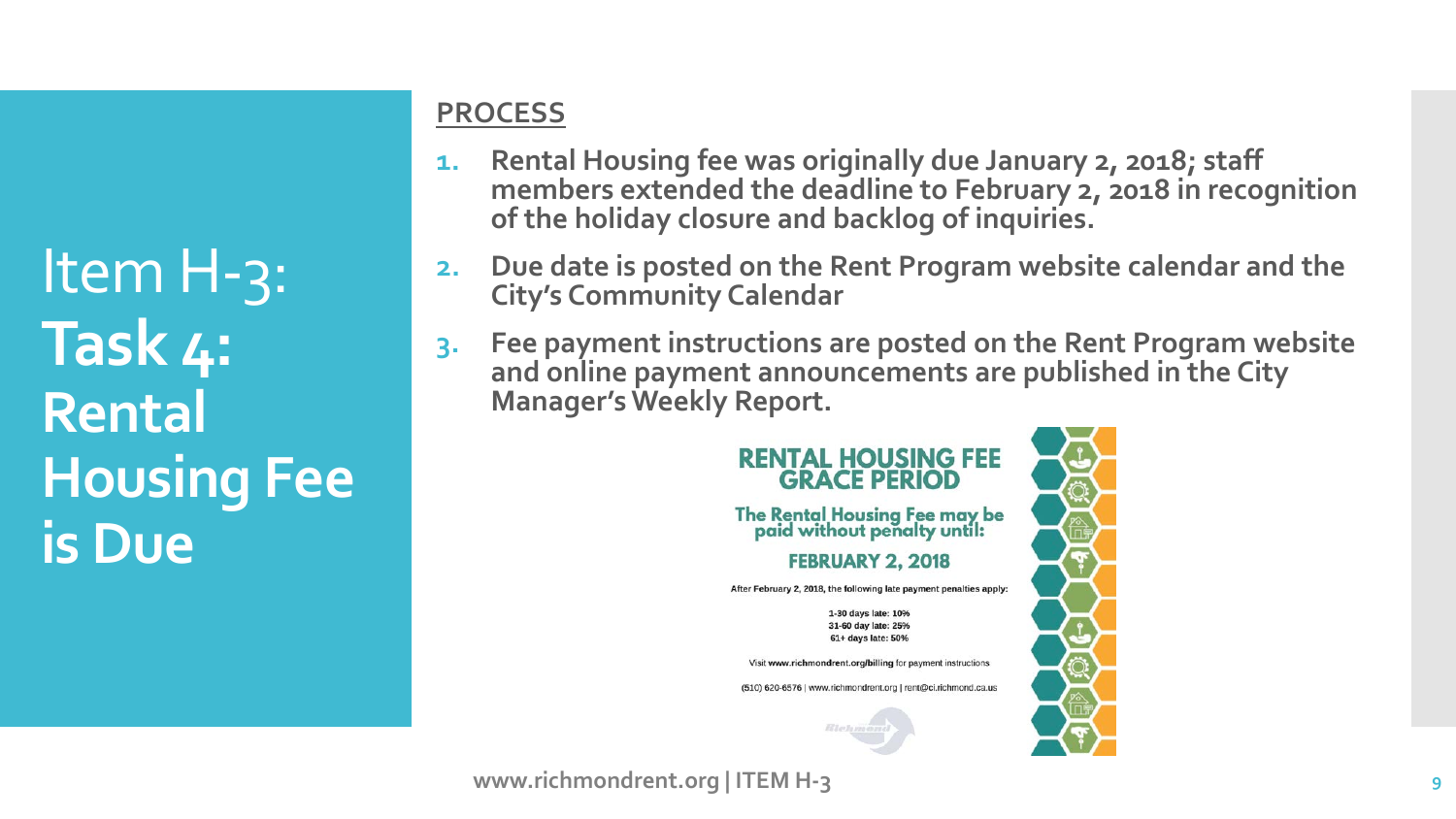# Item H-3: Task 4: Rental Housing Fee is Due

## PROCESS

1. Rental Housing fee was originally due January 2, 2018; staff members extended the deadline to February 2, 2018 in recognition of the holiday closure and backlog of inquiries.
2. Due date is posted on the Rent Program website calendar and the City's Community Calendar
3. Fee payment instructions are posted on the Rent Program website and online payment announcements are published in the City Manager's Weekly Report.

**RENTAL HOUSING FEE GRACE PERIOD**

**The Rental Housing Fee may be paid without penalty until:**

**FEBRUARY 2, 2018**

After February 2, 2018, the following late payment penalties apply:

1-30 days late: 10%
31-60 day late: 25%
61+ days late: 50%

Visit www.richmondrent.org/billing for payment instructions

(510) 620-6576 | www.richmondrent.org | rent@ci.richmond.ca.us

www.richmondrent.org | ITEM H-3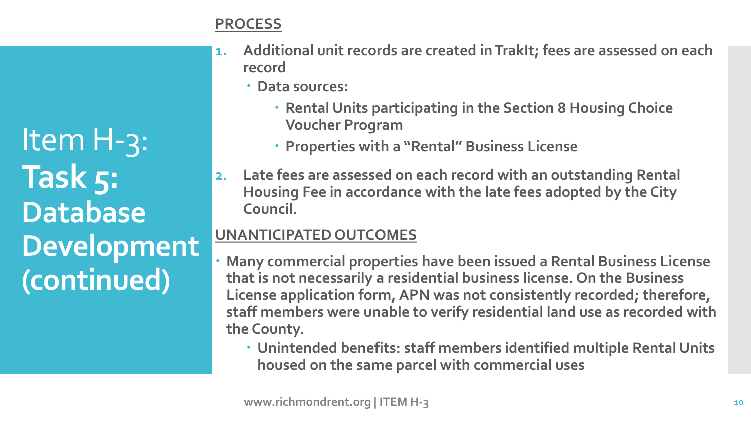# Item H-3: **Task 5: Database Development (continued)**

**PROCESS**

1. **Additional unit records are created in TrakIt; fees are assessed on each record**
   - **Data sources:**
     - **Rental Units participating in the Section 8 Housing Choice Voucher Program**
     - **Properties with a "Rental" Business License**
2. **Late fees are assessed on each record with an outstanding Rental Housing Fee in accordance with the late fees adopted by the City Council.**

**UNANTICIPATED OUTCOMES**

- **Many commercial properties have been issued a Rental Business License that is not necessarily a residential business license. On the Business License application form, APN was not consistently recorded; therefore, staff members were unable to verify residential land use as recorded with the County.**
  - **Unintended benefits: staff members identified multiple Rental Units housed on the same parcel with commercial uses**

www.richmondrent.org | ITEM H-3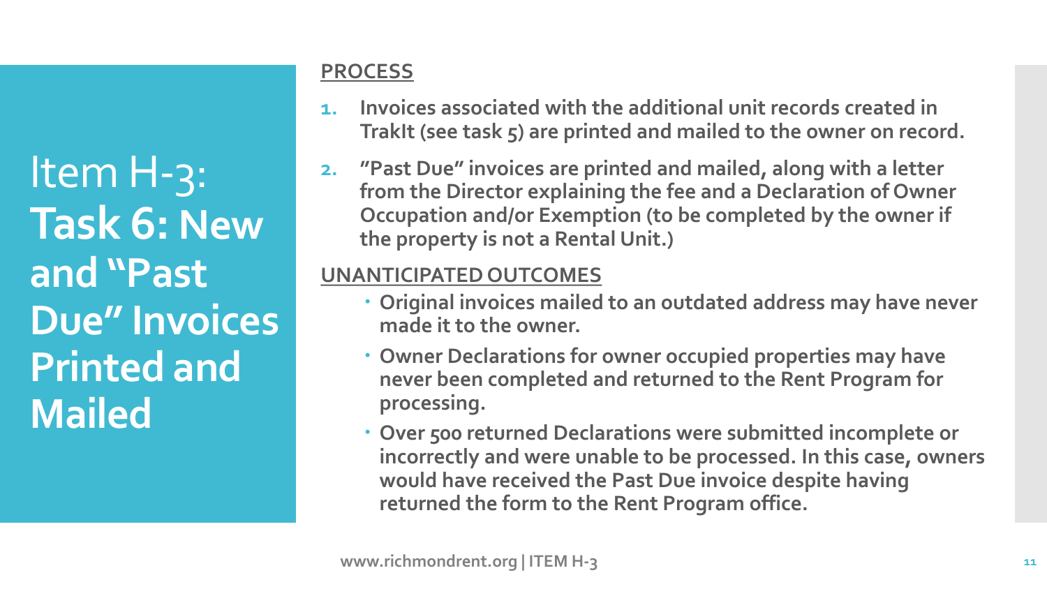# Item H-3: **Task 6: New and "Past Due" Invoices Printed and Mailed**

**PROCESS**

1. **Invoices associated with the additional unit records created in TrakIt (see task 5) are printed and mailed to the owner on record.**
2. **"Past Due" invoices are printed and mailed, along with a letter from the Director explaining the fee and a Declaration of Owner Occupation and/or Exemption (to be completed by the owner if the property is not a Rental Unit.)**

**UNANTICIPATED OUTCOMES**

- **Original invoices mailed to an outdated address may have never made it to the owner.**
- **Owner Declarations for owner occupied properties may have never been completed and returned to the Rent Program for processing.**
- **Over 500 returned Declarations were submitted incomplete or incorrectly and were unable to be processed. In this case, owners would have received the Past Due invoice despite having returned the form to the Rent Program office.**

www.richmondrent.org | ITEM H-3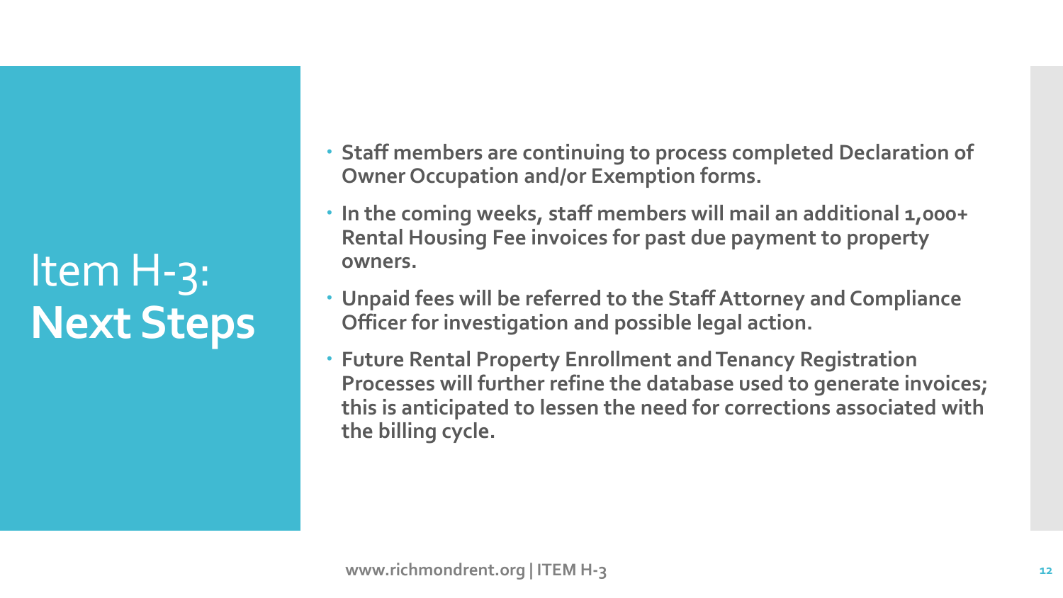# Item H-3: **Next Steps**

- **Staff members are continuing to process completed Declaration of Owner Occupation and/or Exemption forms.**
- **In the coming weeks, staff members will mail an additional 1,000+ Rental Housing Fee invoices for past due payment to property owners.**
- **Unpaid fees will be referred to the Staff Attorney and Compliance Officer for investigation and possible legal action.**
- **Future Rental Property Enrollment and Tenancy Registration Processes will further refine the database used to generate invoices; this is anticipated to lessen the need for corrections associated with the billing cycle.**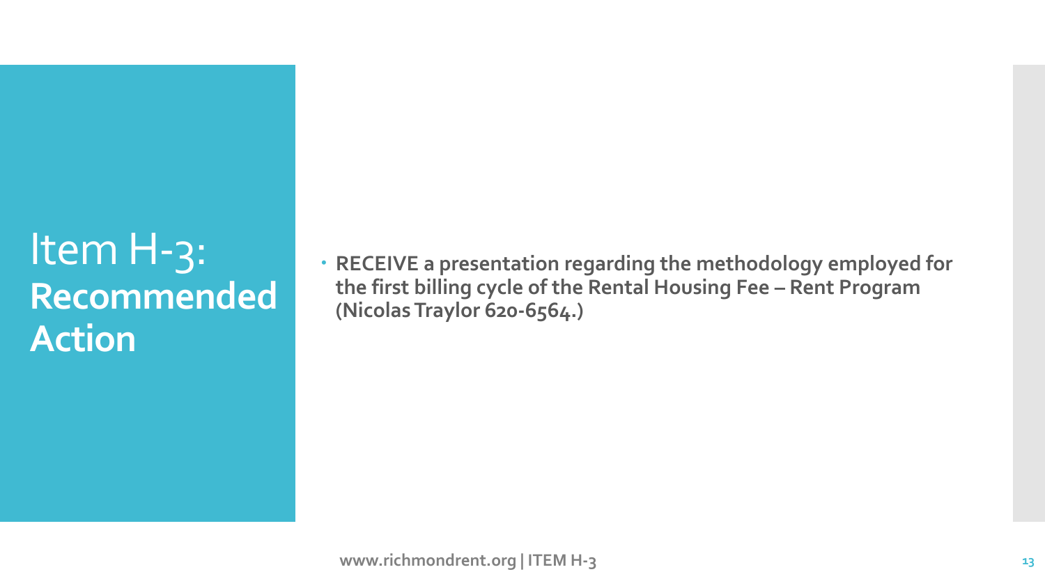# Item H-3: **Recommended Action**

- **RECEIVE a presentation regarding the methodology employed for the first billing cycle of the Rental Housing Fee – Rent Program (Nicolas Traylor 620-6564.)**

**www.richmondrent.org | ITEM H-3**